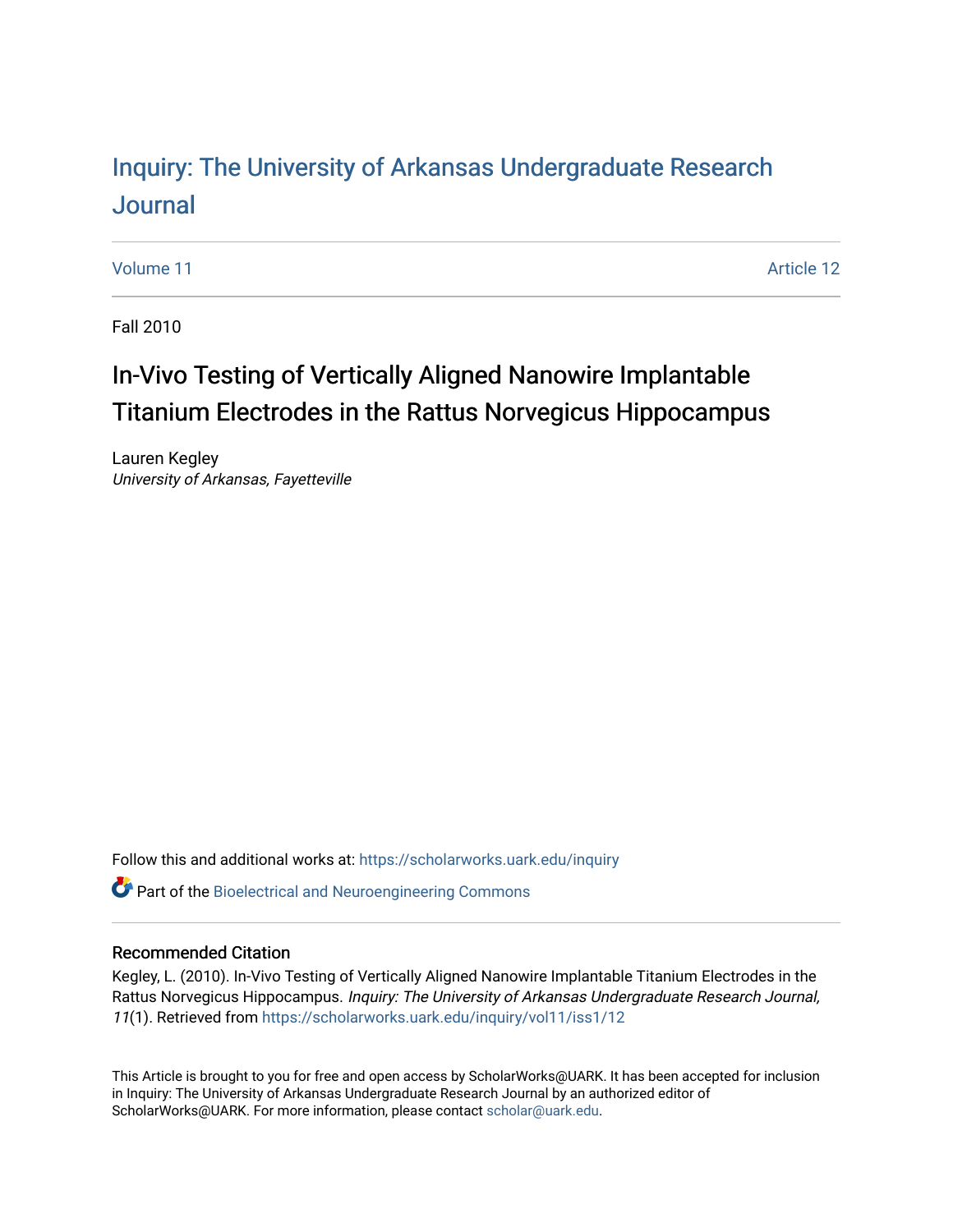# Inquiry: The University of Arkansas Undergraduate Research Journal

Volume 11 | Article 12

Fall 2010

## In-Vivo Testing of Vertically Aligned Nanowire Implantable Titanium Electrodes in the Rattus Norvegicus Hippocampus

Lauren Kegley
*University of Arkansas, Fayetteville*

Follow this and additional works at: https://scholarworks.uark.edu/inquiry

Part of the Bioelectrical and Neuroengineering Commons

### Recommended Citation

Kegley, L. (2010). In-Vivo Testing of Vertically Aligned Nanowire Implantable Titanium Electrodes in the Rattus Norvegicus Hippocampus. *Inquiry: The University of Arkansas Undergraduate Research Journal, 11*(1). Retrieved from https://scholarworks.uark.edu/inquiry/vol11/iss1/12

This Article is brought to you for free and open access by ScholarWorks@UARK. It has been accepted for inclusion in Inquiry: The University of Arkansas Undergraduate Research Journal by an authorized editor of ScholarWorks@UARK. For more information, please contact scholar@uark.edu.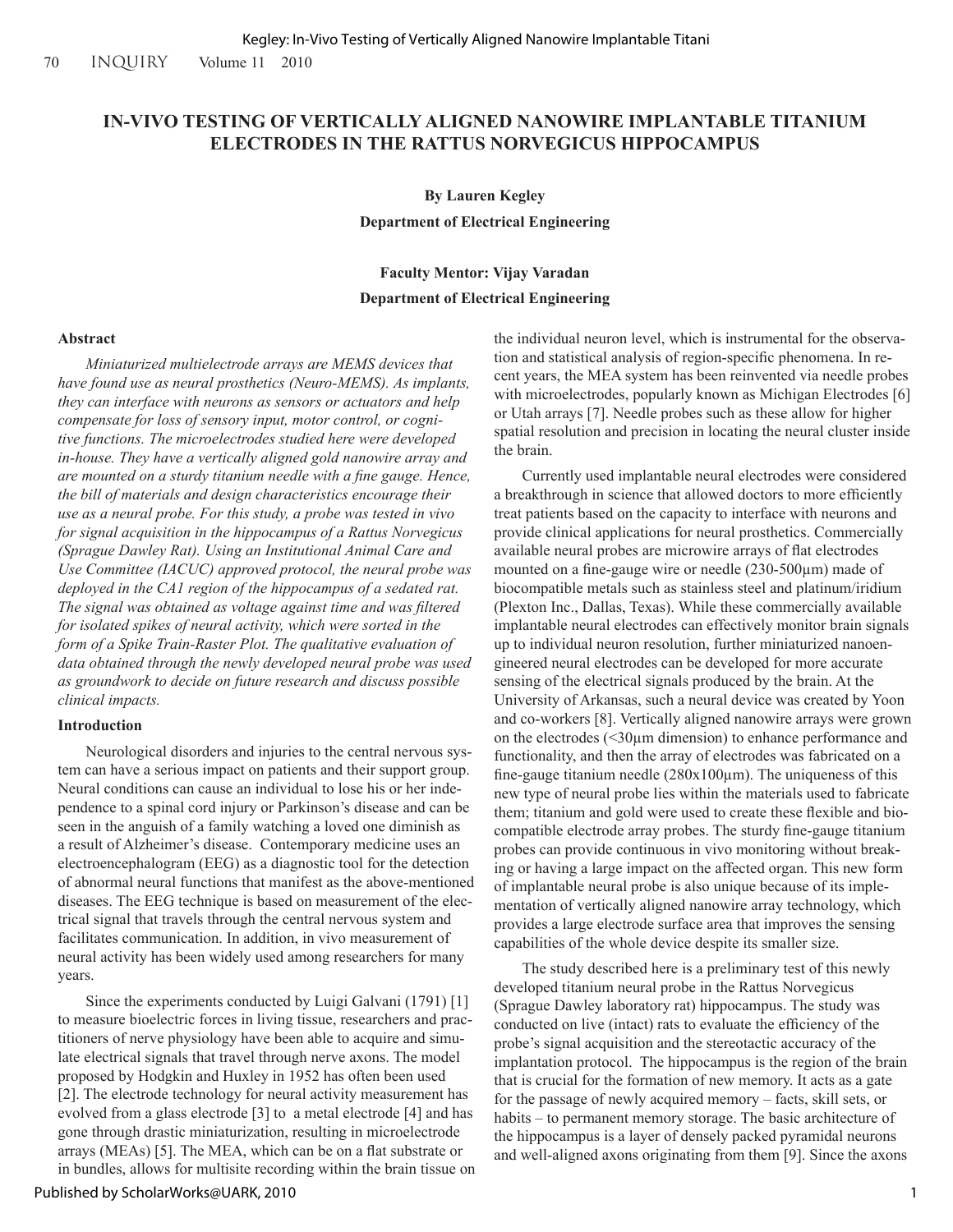# IN-VIVO TESTING OF VERTICALLY ALIGNED NANOWIRE IMPLANTABLE TITANIUM ELECTRODES IN THE RATTUS NORVEGICUS HIPPOCAMPUS

**By Lauren Kegley**
**Department of Electrical Engineering**

**Faculty Mentor: Vijay Varadan**
**Department of Electrical Engineering**

## Abstract

*Miniaturized multielectrode arrays are MEMS devices that have found use as neural prosthetics (Neuro-MEMS). As implants, they can interface with neurons as sensors or actuators and help compensate for loss of sensory input, motor control, or cognitive functions. The microelectrodes studied here were developed in-house. They have a vertically aligned gold nanowire array and are mounted on a sturdy titanium needle with a fine gauge. Hence, the bill of materials and design characteristics encourage their use as a neural probe. For this study, a probe was tested in vivo for signal acquisition in the hippocampus of a Rattus Norvegicus (Sprague Dawley Rat). Using an Institutional Animal Care and Use Committee (IACUC) approved protocol, the neural probe was deployed in the CA1 region of the hippocampus of a sedated rat. The signal was obtained as voltage against time and was filtered for isolated spikes of neural activity, which were sorted in the form of a Spike Train-Raster Plot. The qualitative evaluation of data obtained through the newly developed neural probe was used as groundwork to decide on future research and discuss possible clinical impacts.*

## Introduction

Neurological disorders and injuries to the central nervous system can have a serious impact on patients and their support group. Neural conditions can cause an individual to lose his or her independence to a spinal cord injury or Parkinson's disease and can be seen in the anguish of a family watching a loved one diminish as a result of Alzheimer's disease. Contemporary medicine uses an electroencephalogram (EEG) as a diagnostic tool for the detection of abnormal neural functions that manifest as the above-mentioned diseases. The EEG technique is based on measurement of the electrical signal that travels through the central nervous system and facilitates communication. In addition, in vivo measurement of neural activity has been widely used among researchers for many years.

Since the experiments conducted by Luigi Galvani (1791) [1] to measure bioelectric forces in living tissue, researchers and practitioners of nerve physiology have been able to acquire and simulate electrical signals that travel through nerve axons. The model proposed by Hodgkin and Huxley in 1952 has often been used [2]. The electrode technology for neural activity measurement has evolved from a glass electrode [3] to a metal electrode [4] and has gone through drastic miniaturization, resulting in microelectrode arrays (MEAs) [5]. The MEA, which can be on a flat substrate or in bundles, allows for multisite recording within the brain tissue on the individual neuron level, which is instrumental for the observation and statistical analysis of region-specific phenomena. In recent years, the MEA system has been reinvented via needle probes with microelectrodes, popularly known as Michigan Electrodes [6] or Utah arrays [7]. Needle probes such as these allow for higher spatial resolution and precision in locating the neural cluster inside the brain.

Currently used implantable neural electrodes were considered a breakthrough in science that allowed doctors to more efficiently treat patients based on the capacity to interface with neurons and provide clinical applications for neural prosthetics. Commercially available neural probes are microwire arrays of flat electrodes mounted on a fine-gauge wire or needle (230-500µm) made of biocompatible metals such as stainless steel and platinum/iridium (Plexton Inc., Dallas, Texas). While these commercially available implantable neural electrodes can effectively monitor brain signals up to individual neuron resolution, further miniaturized nanoengineered neural electrodes can be developed for more accurate sensing of the electrical signals produced by the brain. At the University of Arkansas, such a neural device was created by Yoon and co-workers [8]. Vertically aligned nanowire arrays were grown on the electrodes (<30µm dimension) to enhance performance and functionality, and then the array of electrodes was fabricated on a fine-gauge titanium needle (280x100µm). The uniqueness of this new type of neural probe lies within the materials used to fabricate them; titanium and gold were used to create these flexible and biocompatible electrode array probes. The sturdy fine-gauge titanium probes can provide continuous in vivo monitoring without breaking or having a large impact on the affected organ. This new form of implantable neural probe is also unique because of its implementation of vertically aligned nanowire array technology, which provides a large electrode surface area that improves the sensing capabilities of the whole device despite its smaller size.

The study described here is a preliminary test of this newly developed titanium neural probe in the Rattus Norvegicus (Sprague Dawley laboratory rat) hippocampus. The study was conducted on live (intact) rats to evaluate the efficiency of the probe's signal acquisition and the stereotactic accuracy of the implantation protocol. The hippocampus is the region of the brain that is crucial for the formation of new memory. It acts as a gate for the passage of newly acquired memory – facts, skill sets, or habits – to permanent memory storage. The basic architecture of the hippocampus is a layer of densely packed pyramidal neurons and well-aligned axons originating from them [9]. Since the axons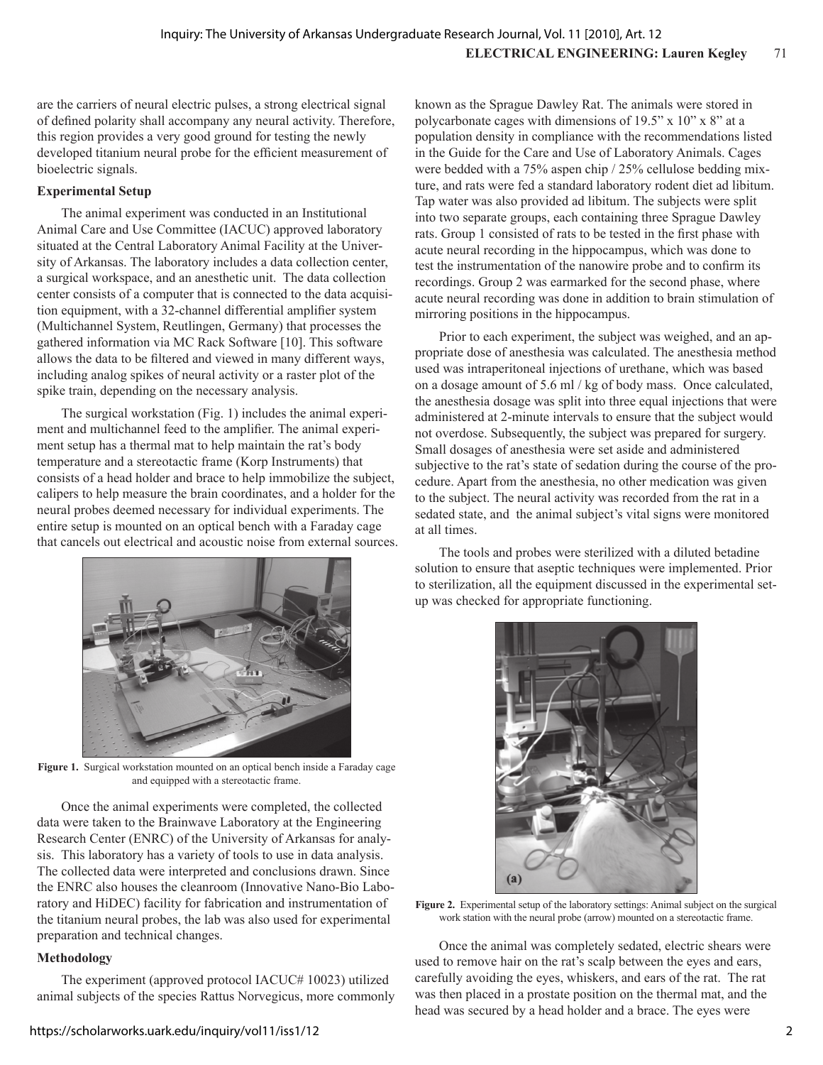are the carriers of neural electric pulses, a strong electrical signal of defined polarity shall accompany any neural activity. Therefore, this region provides a very good ground for testing the newly developed titanium neural probe for the efficient measurement of bioelectric signals.

**Experimental Setup**

The animal experiment was conducted in an Institutional Animal Care and Use Committee (IACUC) approved laboratory situated at the Central Laboratory Animal Facility at the University of Arkansas. The laboratory includes a data collection center, a surgical workspace, and an anesthetic unit. The data collection center consists of a computer that is connected to the data acquisition equipment, with a 32-channel differential amplifier system (Multichannel System, Reutlingen, Germany) that processes the gathered information via MC Rack Software [10]. This software allows the data to be filtered and viewed in many different ways, including analog spikes of neural activity or a raster plot of the spike train, depending on the necessary analysis.

The surgical workstation (Fig. 1) includes the animal experiment and multichannel feed to the amplifier. The animal experiment setup has a thermal mat to help maintain the rat's body temperature and a stereotactic frame (Korp Instruments) that consists of a head holder and brace to help immobilize the subject, calipers to help measure the brain coordinates, and a holder for the neural probes deemed necessary for individual experiments. The entire setup is mounted on an optical bench with a Faraday cage that cancels out electrical and acoustic noise from external sources.

**Figure 1.** Surgical workstation mounted on an optical bench inside a Faraday cage and equipped with a stereotactic frame.

Once the animal experiments were completed, the collected data were taken to the Brainwave Laboratory at the Engineering Research Center (ENRC) of the University of Arkansas for analysis. This laboratory has a variety of tools to use in data analysis. The collected data were interpreted and conclusions drawn. Since the ENRC also houses the cleanroom (Innovative Nano-Bio Laboratory and HiDEC) facility for fabrication and instrumentation of the titanium neural probes, the lab was also used for experimental preparation and technical changes.

**Methodology**

The experiment (approved protocol IACUC# 10023) utilized animal subjects of the species Rattus Norvegicus, more commonly known as the Sprague Dawley Rat. The animals were stored in polycarbonate cages with dimensions of 19.5" x 10" x 8" at a population density in compliance with the recommendations listed in the Guide for the Care and Use of Laboratory Animals. Cages were bedded with a 75% aspen chip / 25% cellulose bedding mixture, and rats were fed a standard laboratory rodent diet ad libitum. Tap water was also provided ad libitum. The subjects were split into two separate groups, each containing three Sprague Dawley rats. Group 1 consisted of rats to be tested in the first phase with acute neural recording in the hippocampus, which was done to test the instrumentation of the nanowire probe and to confirm its recordings. Group 2 was earmarked for the second phase, where acute neural recording was done in addition to brain stimulation of mirroring positions in the hippocampus.

Prior to each experiment, the subject was weighed, and an appropriate dose of anesthesia was calculated. The anesthesia method used was intraperitoneal injections of urethane, which was based on a dosage amount of 5.6 ml / kg of body mass. Once calculated, the anesthesia dosage was split into three equal injections that were administered at 2-minute intervals to ensure that the subject would not overdose. Subsequently, the subject was prepared for surgery. Small dosages of anesthesia were set aside and administered subjective to the rat's state of sedation during the course of the procedure. Apart from the anesthesia, no other medication was given to the subject. The neural activity was recorded from the rat in a sedated state, and the animal subject's vital signs were monitored at all times.

The tools and probes were sterilized with a diluted betadine solution to ensure that aseptic techniques were implemented. Prior to sterilization, all the equipment discussed in the experimental setup was checked for appropriate functioning.

**Figure 2.** Experimental setup of the laboratory settings: Animal subject on the surgical work station with the neural probe (arrow) mounted on a stereotactic frame.

Once the animal was completely sedated, electric shears were used to remove hair on the rat's scalp between the eyes and ears, carefully avoiding the eyes, whiskers, and ears of the rat. The rat was then placed in a prostate position on the thermal mat, and the head was secured by a head holder and a brace. The eyes were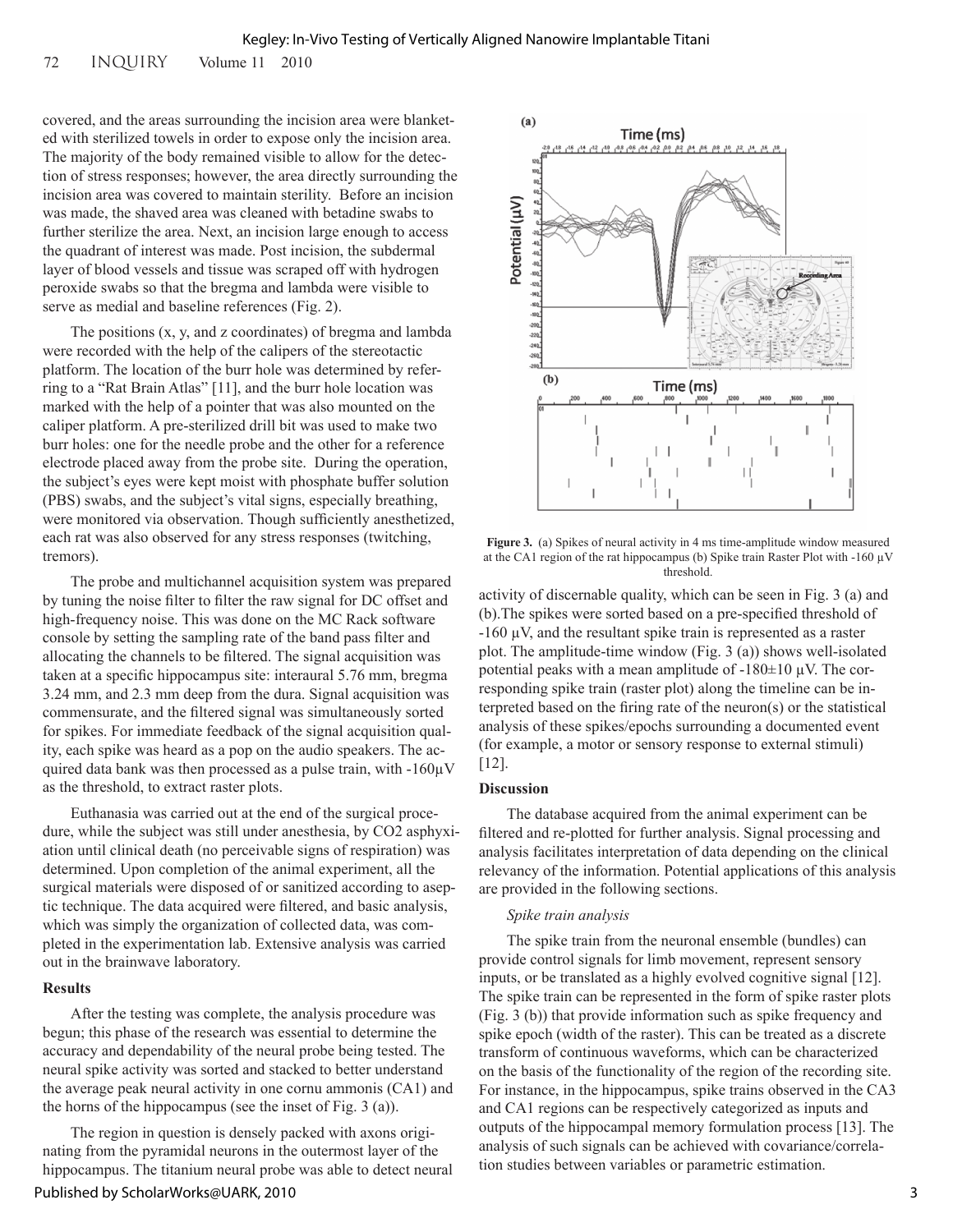covered, and the areas surrounding the incision area were blanketed with sterilized towels in order to expose only the incision area. The majority of the body remained visible to allow for the detection of stress responses; however, the area directly surrounding the incision area was covered to maintain sterility. Before an incision was made, the shaved area was cleaned with betadine swabs to further sterilize the area. Next, an incision large enough to access the quadrant of interest was made. Post incision, the subdermal layer of blood vessels and tissue was scraped off with hydrogen peroxide swabs so that the bregma and lambda were visible to serve as medial and baseline references (Fig. 2).

The positions (x, y, and z coordinates) of bregma and lambda were recorded with the help of the calipers of the stereotactic platform. The location of the burr hole was determined by referring to a "Rat Brain Atlas" [11], and the burr hole location was marked with the help of a pointer that was also mounted on the caliper platform. A pre-sterilized drill bit was used to make two burr holes: one for the needle probe and the other for a reference electrode placed away from the probe site. During the operation, the subject's eyes were kept moist with phosphate buffer solution (PBS) swabs, and the subject's vital signs, especially breathing, were monitored via observation. Though sufficiently anesthetized, each rat was also observed for any stress responses (twitching, tremors).

The probe and multichannel acquisition system was prepared by tuning the noise filter to filter the raw signal for DC offset and high-frequency noise. This was done on the MC Rack software console by setting the sampling rate of the band pass filter and allocating the channels to be filtered. The signal acquisition was taken at a specific hippocampus site: interaural 5.76 mm, bregma 3.24 mm, and 2.3 mm deep from the dura. Signal acquisition was commensurate, and the filtered signal was simultaneously sorted for spikes. For immediate feedback of the signal acquisition quality, each spike was heard as a pop on the audio speakers. The acquired data bank was then processed as a pulse train, with -160µV as the threshold, to extract raster plots.

Euthanasia was carried out at the end of the surgical procedure, while the subject was still under anesthesia, by $CO_2$ asphyxiation until clinical death (no perceivable signs of respiration) was determined. Upon completion of the animal experiment, all the surgical materials were disposed of or sanitized according to aseptic technique. The data acquired were filtered, and basic analysis, which was simply the organization of collected data, was completed in the experimentation lab. Extensive analysis was carried out in the brainwave laboratory.

**Results**

After the testing was complete, the analysis procedure was begun; this phase of the research was essential to determine the accuracy and dependability of the neural probe being tested. The neural spike activity was sorted and stacked to better understand the average peak neural activity in one cornu ammonis (CA1) and the horns of the hippocampus (see the inset of Fig. 3 (a)).

The region in question is densely packed with axons originating from the pyramidal neurons in the outermost layer of the hippocampus. The titanium neural probe was able to detect neural activity of discernable quality, which can be seen in Fig. 3 (a) and (b).The spikes were sorted based on a pre-specified threshold of -160 µV, and the resultant spike train is represented as a raster plot. The amplitude-time window (Fig. 3 (a)) shows well-isolated potential peaks with a mean amplitude of -180±10 µV. The corresponding spike train (raster plot) along the timeline can be interpreted based on the firing rate of the neuron(s) or the statistical analysis of these spikes/epochs surrounding a documented event (for example, a motor or sensory response to external stimuli) [12].

**Figure 3.** (a) Spikes of neural activity in 4 ms time-amplitude window measured at the CA1 region of the rat hippocampus (b) Spike train Raster Plot with -160 µV threshold.

**Discussion**

The database acquired from the animal experiment can be filtered and re-plotted for further analysis. Signal processing and analysis facilitates interpretation of data depending on the clinical relevancy of the information. Potential applications of this analysis are provided in the following sections.

*Spike train analysis*

The spike train from the neuronal ensemble (bundles) can provide control signals for limb movement, represent sensory inputs, or be translated as a highly evolved cognitive signal [12]. The spike train can be represented in the form of spike raster plots (Fig. 3 (b)) that provide information such as spike frequency and spike epoch (width of the raster). This can be treated as a discrete transform of continuous waveforms, which can be characterized on the basis of the functionality of the region of the recording site. For instance, in the hippocampus, spike trains observed in the CA3 and CA1 regions can be respectively categorized as inputs and outputs of the hippocampal memory formulation process [13]. The analysis of such signals can be achieved with covariance/correlation studies between variables or parametric estimation.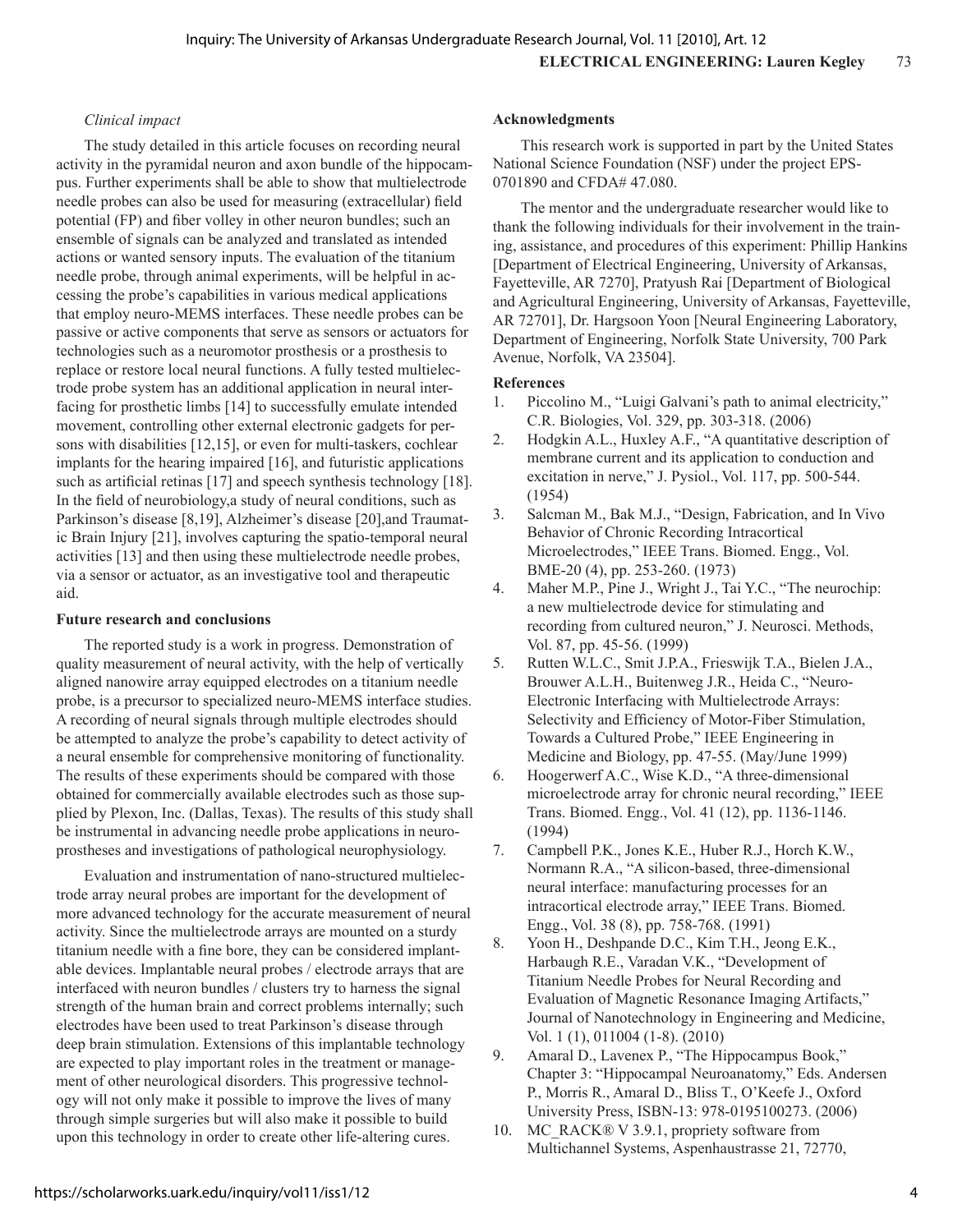*Clinical impact*

The study detailed in this article focuses on recording neural activity in the pyramidal neuron and axon bundle of the hippocampus. Further experiments shall be able to show that multielectrode needle probes can also be used for measuring (extracellular) field potential (FP) and fiber volley in other neuron bundles; such an ensemble of signals can be analyzed and translated as intended actions or wanted sensory inputs. The evaluation of the titanium needle probe, through animal experiments, will be helpful in accessing the probe's capabilities in various medical applications that employ neuro-MEMS interfaces. These needle probes can be passive or active components that serve as sensors or actuators for technologies such as a neuromotor prosthesis or a prosthesis to replace or restore local neural functions. A fully tested multielectrode probe system has an additional application in neural interfacing for prosthetic limbs [14] to successfully emulate intended movement, controlling other external electronic gadgets for persons with disabilities [12,15], or even for multi-taskers, cochlear implants for the hearing impaired [16], and futuristic applications such as artificial retinas [17] and speech synthesis technology [18]. In the field of neurobiology,a study of neural conditions, such as Parkinson's disease [8,19], Alzheimer's disease [20],and Traumatic Brain Injury [21], involves capturing the spatio-temporal neural activities [13] and then using these multielectrode needle probes, via a sensor or actuator, as an investigative tool and therapeutic aid.

**Future research and conclusions**

The reported study is a work in progress. Demonstration of quality measurement of neural activity, with the help of vertically aligned nanowire array equipped electrodes on a titanium needle probe, is a precursor to specialized neuro-MEMS interface studies. A recording of neural signals through multiple electrodes should be attempted to analyze the probe's capability to detect activity of a neural ensemble for comprehensive monitoring of functionality. The results of these experiments should be compared with those obtained for commercially available electrodes such as those supplied by Plexon, Inc. (Dallas, Texas). The results of this study shall be instrumental in advancing needle probe applications in neuroprostheses and investigations of pathological neurophysiology.

Evaluation and instrumentation of nano-structured multielectrode array neural probes are important for the development of more advanced technology for the accurate measurement of neural activity. Since the multielectrode arrays are mounted on a sturdy titanium needle with a fine bore, they can be considered implantable devices. Implantable neural probes / electrode arrays that are interfaced with neuron bundles / clusters try to harness the signal strength of the human brain and correct problems internally; such electrodes have been used to treat Parkinson's disease through deep brain stimulation. Extensions of this implantable technology are expected to play important roles in the treatment or management of other neurological disorders. This progressive technology will not only make it possible to improve the lives of many through simple surgeries but will also make it possible to build upon this technology in order to create other life-altering cures.

**Acknowledgments**

This research work is supported in part by the United States National Science Foundation (NSF) under the project EPS-0701890 and CFDA# 47.080.

The mentor and the undergraduate researcher would like to thank the following individuals for their involvement in the training, assistance, and procedures of this experiment: Phillip Hankins [Department of Electrical Engineering, University of Arkansas, Fayetteville, AR 7270], Pratyush Rai [Department of Biological and Agricultural Engineering, University of Arkansas, Fayetteville, AR 72701], Dr. Hargsoon Yoon [Neural Engineering Laboratory, Department of Engineering, Norfolk State University, 700 Park Avenue, Norfolk, VA 23504].

**References**

1. Piccolino M., "Luigi Galvani's path to animal electricity," C.R. Biologies, Vol. 329, pp. 303-318. (2006)
2. Hodgkin A.L., Huxley A.F., "A quantitative description of membrane current and its application to conduction and excitation in nerve," J. Pysiol., Vol. 117, pp. 500-544. (1954)
3. Salcman M., Bak M.J., "Design, Fabrication, and In Vivo Behavior of Chronic Recording Intracortical Microelectrodes," IEEE Trans. Biomed. Engg., Vol. BME-20 (4), pp. 253-260. (1973)
4. Maher M.P., Pine J., Wright J., Tai Y.C., "The neurochip: a new multielectrode device for stimulating and recording from cultured neuron," J. Neurosci. Methods, Vol. 87, pp. 45-56. (1999)
5. Rutten W.L.C., Smit J.P.A., Frieswijk T.A., Bielen J.A., Brouwer A.L.H., Buitenweg J.R., Heida C., "Neuro-Electronic Interfacing with Multielectrode Arrays: Selectivity and Efficiency of Motor-Fiber Stimulation, Towards a Cultured Probe," IEEE Engineering in Medicine and Biology, pp. 47-55. (May/June 1999)
6. Hoogerwerf A.C., Wise K.D., "A three-dimensional microelectrode array for chronic neural recording," IEEE Trans. Biomed. Engg., Vol. 41 (12), pp. 1136-1146. (1994)
7. Campbell P.K., Jones K.E., Huber R.J., Horch K.W., Normann R.A., "A silicon-based, three-dimensional neural interface: manufacturing processes for an intracortical electrode array," IEEE Trans. Biomed. Engg., Vol. 38 (8), pp. 758-768. (1991)
8. Yoon H., Deshpande D.C., Kim T.H., Jeong E.K., Harbaugh R.E., Varadan V.K., "Development of Titanium Needle Probes for Neural Recording and Evaluation of Magnetic Resonance Imaging Artifacts," Journal of Nanotechnology in Engineering and Medicine, Vol. 1 (1), 011004 (1-8). (2010)
9. Amaral D., Lavenex P., "The Hippocampus Book," Chapter 3: "Hippocampal Neuroanatomy," Eds. Andersen P., Morris R., Amaral D., Bliss T., O'Keefe J., Oxford University Press, ISBN-13: 978-0195100273. (2006)
10. MC_RACK® V 3.9.1, propriety software from Multichannel Systems, Aspenhaustrasse 21, 72770,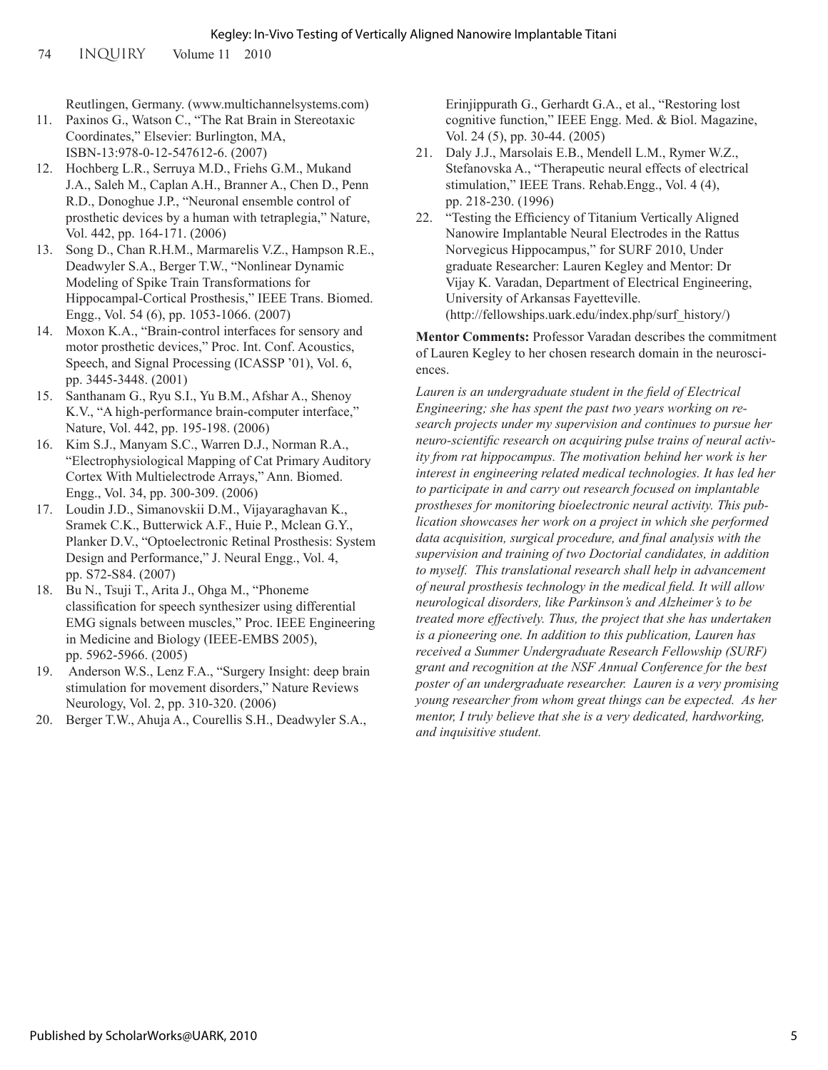Reutlingen, Germany. (www.multichannelsystems.com)

11. Paxinos G., Watson C., "The Rat Brain in Stereotaxic Coordinates," Elsevier: Burlington, MA, ISBN-13:978-0-12-547612-6. (2007)
12. Hochberg L.R., Serruya M.D., Friehs G.M., Mukand J.A., Saleh M., Caplan A.H., Branner A., Chen D., Penn R.D., Donoghue J.P., "Neuronal ensemble control of prosthetic devices by a human with tetraplegia," Nature, Vol. 442, pp. 164-171. (2006)
13. Song D., Chan R.H.M., Marmarelis V.Z., Hampson R.E., Deadwyler S.A., Berger T.W., "Nonlinear Dynamic Modeling of Spike Train Transformations for Hippocampal-Cortical Prosthesis," IEEE Trans. Biomed. Engg., Vol. 54 (6), pp. 1053-1066. (2007)
14. Moxon K.A., "Brain-control interfaces for sensory and motor prosthetic devices," Proc. Int. Conf. Acoustics, Speech, and Signal Processing (ICASSP '01), Vol. 6, pp. 3445-3448. (2001)
15. Santhanam G., Ryu S.I., Yu B.M., Afshar A., Shenoy K.V., "A high-performance brain-computer interface," Nature, Vol. 442, pp. 195-198. (2006)
16. Kim S.J., Manyam S.C., Warren D.J., Norman R.A., "Electrophysiological Mapping of Cat Primary Auditory Cortex With Multielectrode Arrays," Ann. Biomed. Engg., Vol. 34, pp. 300-309. (2006)
17. Loudin J.D., Simanovskii D.M., Vijayaraghavan K., Sramek C.K., Butterwick A.F., Huie P., Mclean G.Y., Planker D.V., "Optoelectronic Retinal Prosthesis: System Design and Performance," J. Neural Engg., Vol. 4, pp. S72-S84. (2007)
18. Bu N., Tsuji T., Arita J., Ohga M., "Phoneme classification for speech synthesizer using differential EMG signals between muscles," Proc. IEEE Engineering in Medicine and Biology (IEEE-EMBS 2005), pp. 5962-5966. (2005)
19. Anderson W.S., Lenz F.A., "Surgery Insight: deep brain stimulation for movement disorders," Nature Reviews Neurology, Vol. 2, pp. 310-320. (2006)
20. Berger T.W., Ahuja A., Courellis S.H., Deadwyler S.A., Erinjippurath G., Gerhardt G.A., et al., "Restoring lost cognitive function," IEEE Engg. Med. & Biol. Magazine, Vol. 24 (5), pp. 30-44. (2005)
21. Daly J.J., Marsolais E.B., Mendell L.M., Rymer W.Z., Stefanovska A., "Therapeutic neural effects of electrical stimulation," IEEE Trans. Rehab.Engg., Vol. 4 (4), pp. 218-230. (1996)
22. "Testing the Efficiency of Titanium Vertically Aligned Nanowire Implantable Neural Electrodes in the Rattus Norvegicus Hippocampus," for SURF 2010, Under graduate Researcher: Lauren Kegley and Mentor: Dr Vijay K. Varadan, Department of Electrical Engineering, University of Arkansas Fayetteville. (http://fellowships.uark.edu/index.php/surf_history/)

**Mentor Comments:** Professor Varadan describes the commitment of Lauren Kegley to her chosen research domain in the neurosciences.

*Lauren is an undergraduate student in the field of Electrical Engineering; she has spent the past two years working on research projects under my supervision and continues to pursue her neuro-scientific research on acquiring pulse trains of neural activity from rat hippocampus. The motivation behind her work is her interest in engineering related medical technologies. It has led her to participate in and carry out research focused on implantable prostheses for monitoring bioelectronic neural activity. This publication showcases her work on a project in which she performed data acquisition, surgical procedure, and final analysis with the supervision and training of two Doctorial candidates, in addition to myself. This translational research shall help in advancement of neural prosthesis technology in the medical field. It will allow neurological disorders, like Parkinson's and Alzheimer's to be treated more effectively. Thus, the project that she has undertaken is a pioneering one. In addition to this publication, Lauren has received a Summer Undergraduate Research Fellowship (SURF) grant and recognition at the NSF Annual Conference for the best poster of an undergraduate researcher. Lauren is a very promising young researcher from whom great things can be expected. As her mentor, I truly believe that she is a very dedicated, hardworking, and inquisitive student.*